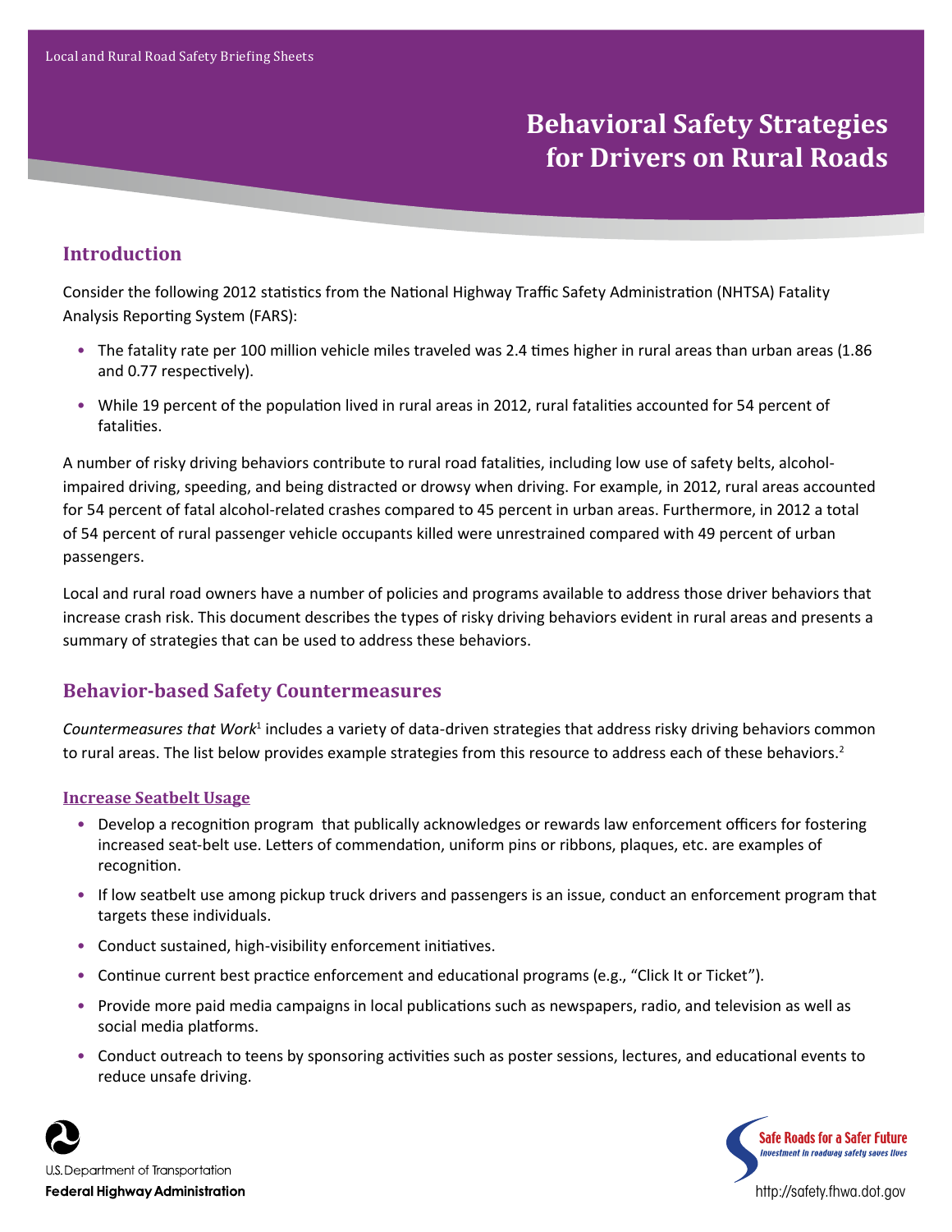# Behavioral Safety Strategies for Drivers on Rural Roads

## Introduction

Consider the following 2012 statistics from the National Highway Traffic Safety Administration (NHTSA) Fatality Analysis Reporting System (FARS):

- The fatality rate per 100 million vehicle miles traveled was 2.4 times higher in rural areas than urban areas (1.86 and 0.77 respectively).
- While 19 percent of the population lived in rural areas in 2012, rural fatalities accounted for 54 percent of fatalities.

A number of risky driving behaviors contribute to rural road fatalities, including low use of safety belts, alcohol-impaired driving, speeding, and being distracted or drowsy when driving. For example, in 2012, rural areas accounted for 54 percent of fatal alcohol-related crashes compared to 45 percent in urban areas. Furthermore, in 2012 a total of 54 percent of rural passenger vehicle occupants killed were unrestrained compared with 49 percent of urban passengers.

Local and rural road owners have a number of policies and programs available to address those driver behaviors that increase crash risk. This document describes the types of risky driving behaviors evident in rural areas and presents a summary of strategies that can be used to address these behaviors.

## Behavior-based Safety Countermeasures

*Countermeasures that Work*[1] includes a variety of data-driven strategies that address risky driving behaviors common to rural areas. The list below provides example strategies from this resource to address each of these behaviors.[2]

### Increase Seatbelt Usage

- Develop a recognition program that publically acknowledges or rewards law enforcement officers for fostering increased seat-belt use. Letters of commendation, uniform pins or ribbons, plaques, etc. are examples of recognition.
- If low seatbelt use among pickup truck drivers and passengers is an issue, conduct an enforcement program that targets these individuals.
- Conduct sustained, high-visibility enforcement initiatives.
- Continue current best practice enforcement and educational programs (e.g., "Click It or Ticket").
- Provide more paid media campaigns in local publications such as newspapers, radio, and television as well as social media platforms.
- Conduct outreach to teens by sponsoring activities such as poster sessions, lectures, and educational events to reduce unsafe driving.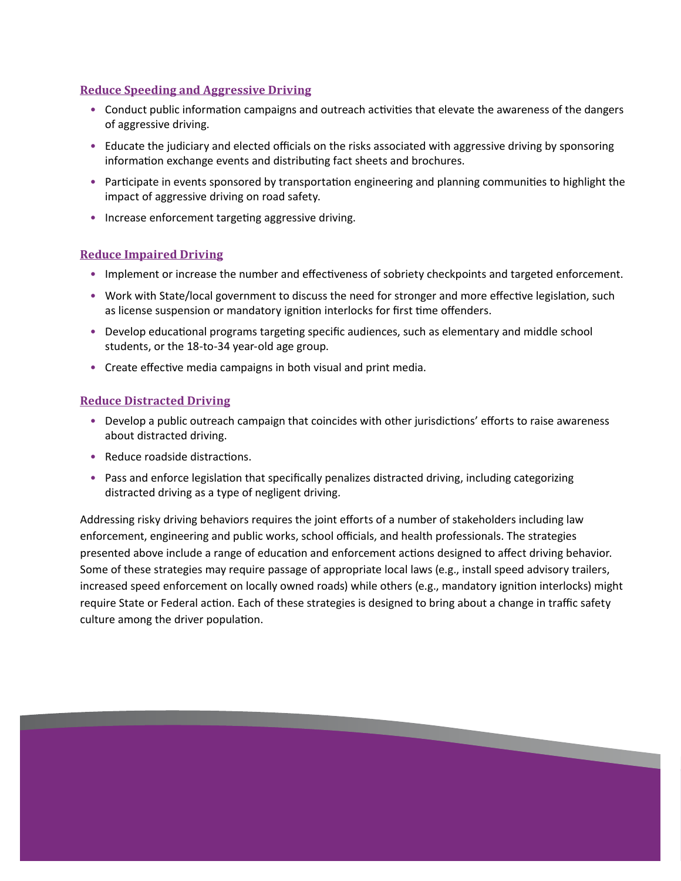## Reduce Speeding and Aggressive Driving

- Conduct public information campaigns and outreach activities that elevate the awareness of the dangers of aggressive driving.
- Educate the judiciary and elected officials on the risks associated with aggressive driving by sponsoring information exchange events and distributing fact sheets and brochures.
- Participate in events sponsored by transportation engineering and planning communities to highlight the impact of aggressive driving on road safety.
- Increase enforcement targeting aggressive driving.

## Reduce Impaired Driving

- Implement or increase the number and effectiveness of sobriety checkpoints and targeted enforcement.
- Work with State/local government to discuss the need for stronger and more effective legislation, such as license suspension or mandatory ignition interlocks for first time offenders.
- Develop educational programs targeting specific audiences, such as elementary and middle school students, or the 18-to-34 year-old age group.
- Create effective media campaigns in both visual and print media.

## Reduce Distracted Driving

- Develop a public outreach campaign that coincides with other jurisdictions' efforts to raise awareness about distracted driving.
- Reduce roadside distractions.
- Pass and enforce legislation that specifically penalizes distracted driving, including categorizing distracted driving as a type of negligent driving.

Addressing risky driving behaviors requires the joint efforts of a number of stakeholders including law enforcement, engineering and public works, school officials, and health professionals. The strategies presented above include a range of education and enforcement actions designed to affect driving behavior. Some of these strategies may require passage of appropriate local laws (e.g., install speed advisory trailers, increased speed enforcement on locally owned roads) while others (e.g., mandatory ignition interlocks) might require State or Federal action. Each of these strategies is designed to bring about a change in traffic safety culture among the driver population.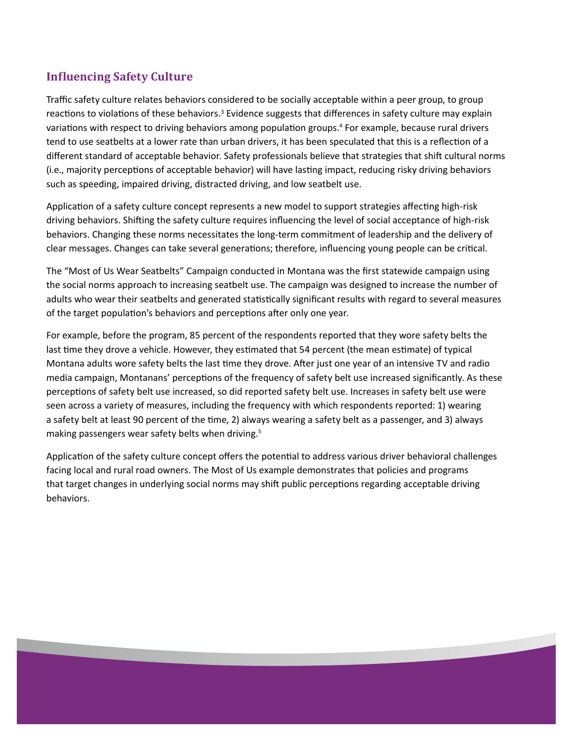## Influencing Safety Culture

Traffic safety culture relates behaviors considered to be socially acceptable within a peer group, to group reactions to violations of these behaviors.[3] Evidence suggests that differences in safety culture may explain variations with respect to driving behaviors among population groups.[4] For example, because rural drivers tend to use seatbelts at a lower rate than urban drivers, it has been speculated that this is a reflection of a different standard of acceptable behavior. Safety professionals believe that strategies that shift cultural norms (i.e., majority perceptions of acceptable behavior) will have lasting impact, reducing risky driving behaviors such as speeding, impaired driving, distracted driving, and low seatbelt use.

Application of a safety culture concept represents a new model to support strategies affecting high-risk driving behaviors. Shifting the safety culture requires influencing the level of social acceptance of high-risk behaviors. Changing these norms necessitates the long-term commitment of leadership and the delivery of clear messages. Changes can take several generations; therefore, influencing young people can be critical.

The "Most of Us Wear Seatbelts" Campaign conducted in Montana was the first statewide campaign using the social norms approach to increasing seatbelt use. The campaign was designed to increase the number of adults who wear their seatbelts and generated statistically significant results with regard to several measures of the target population's behaviors and perceptions after only one year.

For example, before the program, 85 percent of the respondents reported that they wore safety belts the last time they drove a vehicle. However, they estimated that 54 percent (the mean estimate) of typical Montana adults wore safety belts the last time they drove. After just one year of an intensive TV and radio media campaign, Montanans' perceptions of the frequency of safety belt use increased significantly. As these perceptions of safety belt use increased, so did reported safety belt use. Increases in safety belt use were seen across a variety of measures, including the frequency with which respondents reported: 1) wearing a safety belt at least 90 percent of the time, 2) always wearing a safety belt as a passenger, and 3) always making passengers wear safety belts when driving.[5]

Application of the safety culture concept offers the potential to address various driver behavioral challenges facing local and rural road owners. The Most of Us example demonstrates that policies and programs that target changes in underlying social norms may shift public perceptions regarding acceptable driving behaviors.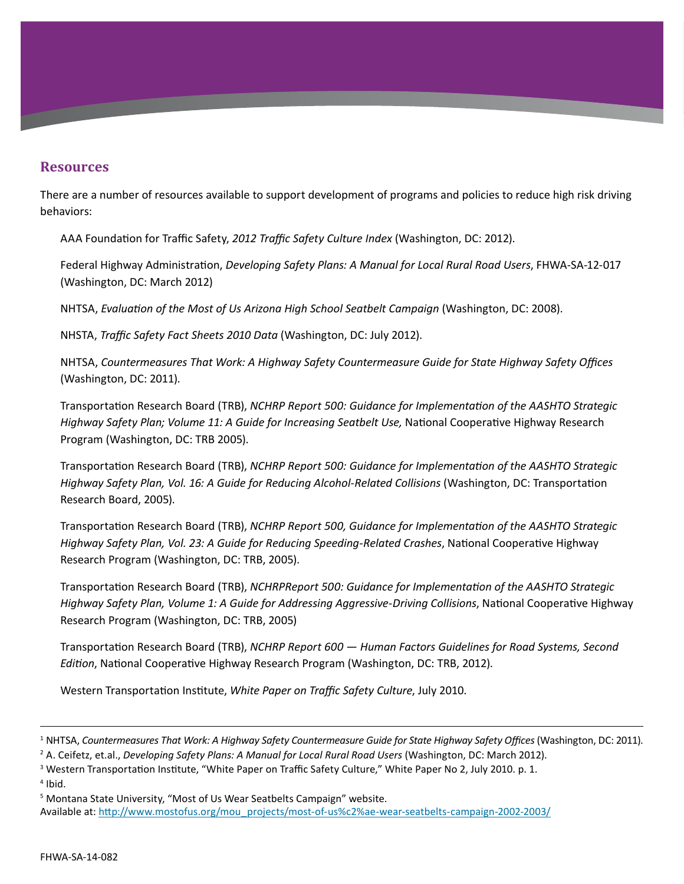## Resources

There are a number of resources available to support development of programs and policies to reduce high risk driving behaviors:

AAA Foundation for Traffic Safety, *2012 Traffic Safety Culture Index* (Washington, DC: 2012).

Federal Highway Administration, *Developing Safety Plans: A Manual for Local Rural Road Users*, FHWA-SA-12-017 (Washington, DC: March 2012)

NHTSA, *Evaluation of the Most of Us Arizona High School Seatbelt Campaign* (Washington, DC: 2008).

NHSTA, *Traffic Safety Fact Sheets 2010 Data* (Washington, DC: July 2012).

NHTSA, *Countermeasures That Work: A Highway Safety Countermeasure Guide for State Highway Safety Offices* (Washington, DC: 2011).

Transportation Research Board (TRB), *NCHRP Report 500: Guidance for Implementation of the AASHTO Strategic Highway Safety Plan; Volume 11: A Guide for Increasing Seatbelt Use,* National Cooperative Highway Research Program (Washington, DC: TRB 2005).

Transportation Research Board (TRB), *NCHRP Report 500: Guidance for Implementation of the AASHTO Strategic Highway Safety Plan, Vol. 16: A Guide for Reducing Alcohol-Related Collisions* (Washington, DC: Transportation Research Board, 2005).

Transportation Research Board (TRB), *NCHRP Report 500, Guidance for Implementation of the AASHTO Strategic Highway Safety Plan, Vol. 23: A Guide for Reducing Speeding-Related Crashes*, National Cooperative Highway Research Program (Washington, DC: TRB, 2005).

Transportation Research Board (TRB), *NCHRPReport 500: Guidance for Implementation of the AASHTO Strategic Highway Safety Plan, Volume 1: A Guide for Addressing Aggressive-Driving Collisions*, National Cooperative Highway Research Program (Washington, DC: TRB, 2005)

Transportation Research Board (TRB), *NCHRP Report 600 — Human Factors Guidelines for Road Systems, Second Edition*, National Cooperative Highway Research Program (Washington, DC: TRB, 2012).

Western Transportation Institute, *White Paper on Traffic Safety Culture*, July 2010.

---

[1] NHTSA, *Countermeasures That Work: A Highway Safety Countermeasure Guide for State Highway Safety Offices* (Washington, DC: 2011).

[2] A. Ceifetz, et.al., *Developing Safety Plans: A Manual for Local Rural Road Users* (Washington, DC: March 2012).

[3] Western Transportation Institute, "White Paper on Traffic Safety Culture," White Paper No 2, July 2010. p. 1.

[4] Ibid.

[5] Montana State University, "Most of Us Wear Seatbelts Campaign" website.
Available at: http://www.mostofus.org/mou_projects/most-of-us%c2%ae-wear-seatbelts-campaign-2002-2003/

FHWA-SA-14-082